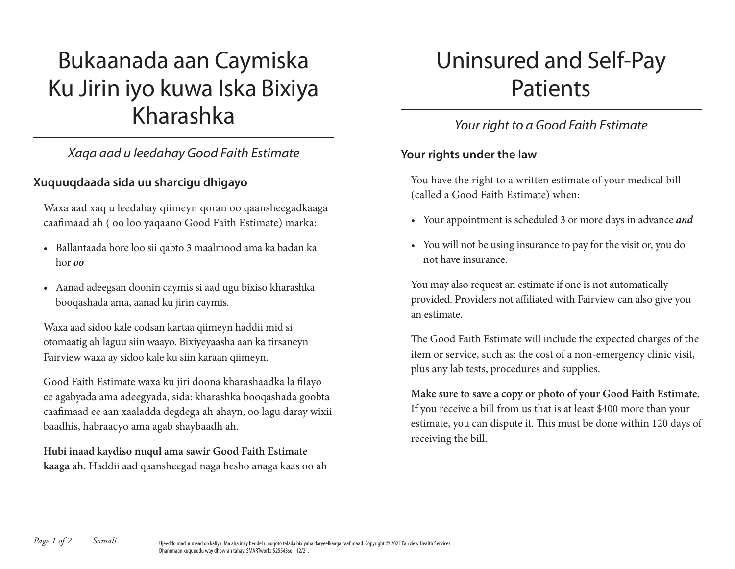# Bukaanada aan Caymiska Ku Jirin iyo kuwa Iska Bixiya Kharashka

*Xaqa aad u leedahay Good Faith Estimate*

### Xuquuqdaada sida uu sharcigu dhigayo

Waxa aad xaq u leedahay qiimeyn qoran oo qaansheegadkaaga caafimaad ah ( oo loo yaqaano Good Faith Estimate) marka:

- Ballantaada hore loo sii qabto 3 maalmood ama ka badan ka hor ***oo***
- Aanad adeegsan doonin caymis si aad ugu bixiso kharashka booqashada ama, aanad ku jirin caymis.

Waxa aad sidoo kale codsan kartaa qiimeyn haddii mid si otomaatig ah laguu siin waayo. Bixiyeyaasha aan ka tirsaneyn Fairview waxa ay sidoo kale ku siin karaan qiimeyn.

Good Faith Estimate waxa ku jiri doona kharashaadka la filayo ee agabyada ama adeegyada, sida: kharashka booqashada goobta caafimaad ee aan xaaladda degdega ah ahayn, oo lagu daray wixii baadhis, habraacyo ama agab shaybaadh ah.

**Hubi inaad kaydiso nuqul ama sawir Good Faith Estimate kaaga ah.** Haddii aad qaansheegad naga hesho anaga kaas oo ah

# Uninsured and Self-Pay Patients

*Your right to a Good Faith Estimate*

### Your rights under the law

You have the right to a written estimate of your medical bill (called a Good Faith Estimate) when:

- Your appointment is scheduled 3 or more days in advance ***and***
- You will not be using insurance to pay for the visit or, you do not have insurance.

You may also request an estimate if one is not automatically provided. Providers not affiliated with Fairview can also give you an estimate.

The Good Faith Estimate will include the expected charges of the item or service, such as: the cost of a non-emergency clinic visit, plus any lab tests, procedures and supplies.

**Make sure to save a copy or photo of your Good Faith Estimate.** If you receive a bill from us that is at least $400 more than your estimate, you can dispute it. This must be done within 120 days of receiving the bill.

Ujeeddo macluumaad oo kaliya. Ma aha inay beddel u noqoto talada bixiyaha daryeelkaaga caafimaad. Copyright © 2021 Fairview Health Services. Dhammaan xuquuqdu way dhowran tahay. SMARTworks 525543so - 12/21.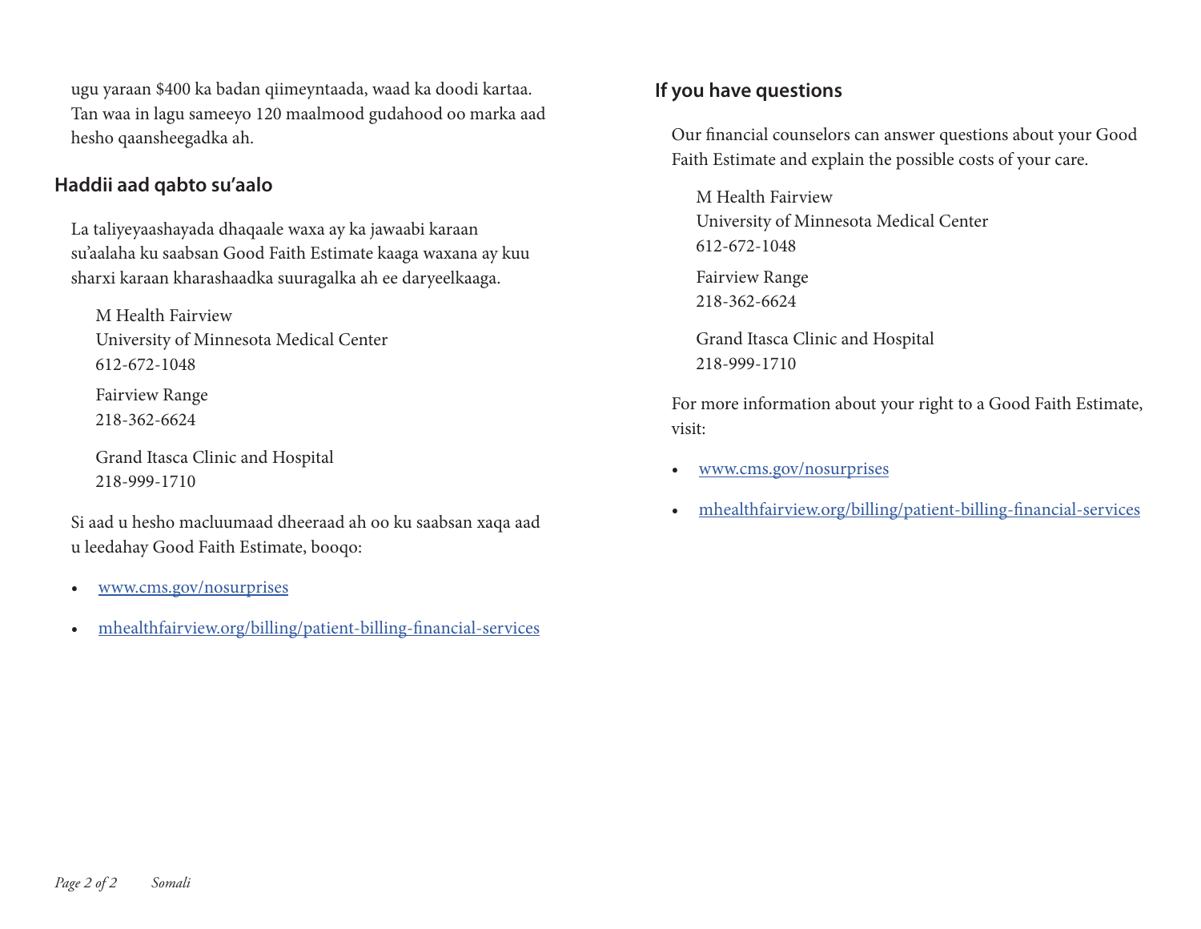ugu yaraan $400 ka badan qiimeyntaada, waad ka doodi kartaa. Tan waa in lagu sameeyo 120 maalmood gudahood oo marka aad hesho qaansheegadka ah.

## Haddii aad qabto su'aalo

La taliyeyaashayada dhaqaale waxa ay ka jawaabi karaan su'aalaha ku saabsan Good Faith Estimate kaaga waxana ay kuu sharxi karaan kharashaadka suuragalka ah ee daryeelkaaga.

M Health Fairview  
University of Minnesota Medical Center  
612-672-1048

Fairview Range  
218-362-6624

Grand Itasca Clinic and Hospital  
218-999-1710

Si aad u hesho macluumaad dheeraad ah oo ku saabsan xaqa aad u leedahay Good Faith Estimate, booqo:

- www.cms.gov/nosurprises
- mhealthfairview.org/billing/patient-billing-financial-services

## If you have questions

Our financial counselors can answer questions about your Good Faith Estimate and explain the possible costs of your care.

M Health Fairview  
University of Minnesota Medical Center  
612-672-1048

Fairview Range  
218-362-6624

Grand Itasca Clinic and Hospital  
218-999-1710

For more information about your right to a Good Faith Estimate, visit:

- www.cms.gov/nosurprises
- mhealthfairview.org/billing/patient-billing-financial-services